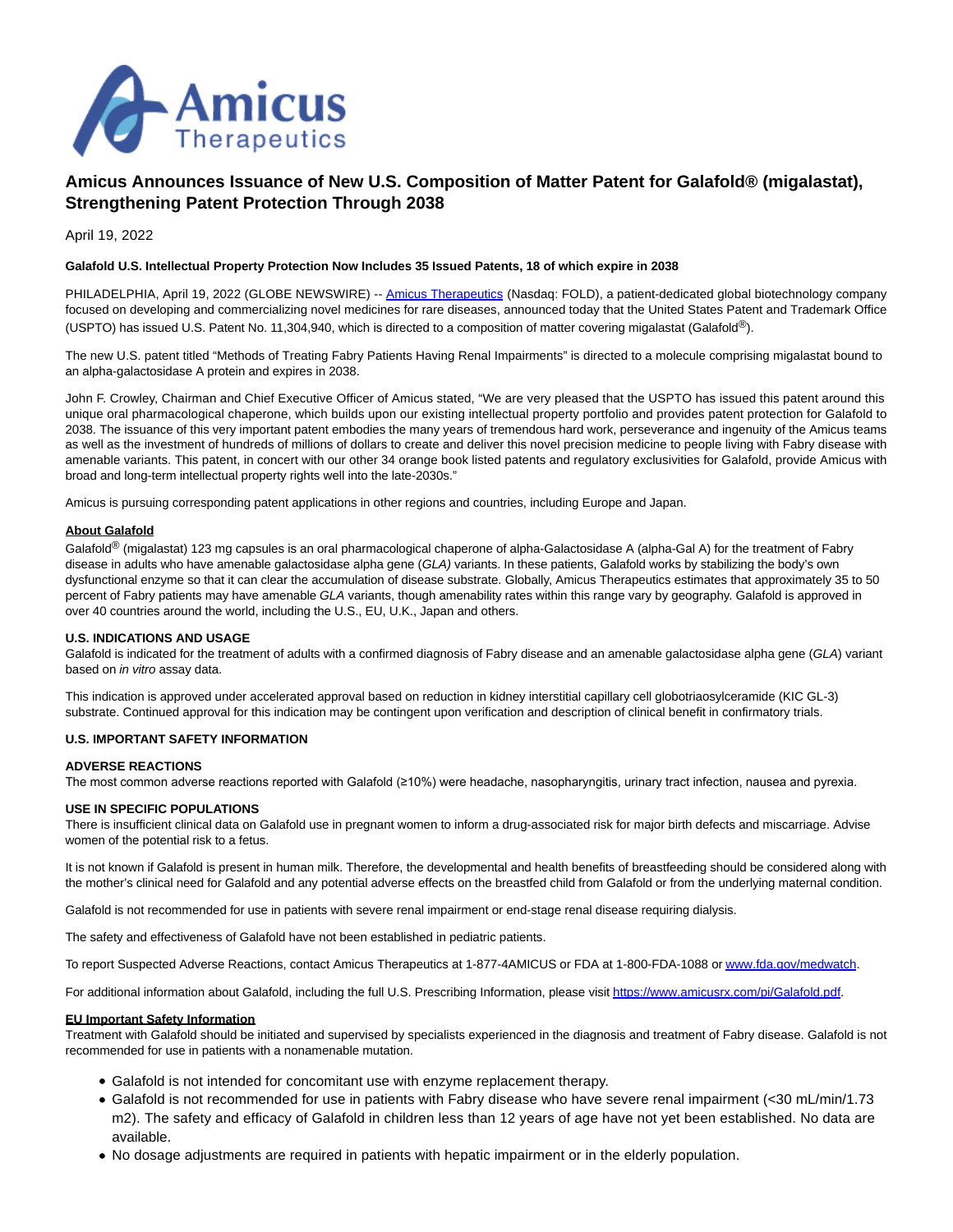# Amicus Announces Issuance of New U.S. Composition of Matter Patent for Galafold® (migalastat), Strengthening Patent Protection Through 2038

April 19, 2022

**Galafold U.S. Intellectual Property Protection Now Includes 35 Issued Patents, 18 of which expire in 2038**

PHILADELPHIA, April 19, 2022 (GLOBE NEWSWIRE) -- Amicus Therapeutics (Nasdaq: FOLD), a patient-dedicated global biotechnology company focused on developing and commercializing novel medicines for rare diseases, announced today that the United States Patent and Trademark Office (USPTO) has issued U.S. Patent No. 11,304,940, which is directed to a composition of matter covering migalastat (Galafold®).

The new U.S. patent titled "Methods of Treating Fabry Patients Having Renal Impairments" is directed to a molecule comprising migalastat bound to an alpha-galactosidase A protein and expires in 2038.

John F. Crowley, Chairman and Chief Executive Officer of Amicus stated, "We are very pleased that the USPTO has issued this patent around this unique oral pharmacological chaperone, which builds upon our existing intellectual property portfolio and provides patent protection for Galafold to 2038. The issuance of this very important patent embodies the many years of tremendous hard work, perseverance and ingenuity of the Amicus teams as well as the investment of hundreds of millions of dollars to create and deliver this novel precision medicine to people living with Fabry disease with amenable variants. This patent, in concert with our other 34 orange book listed patents and regulatory exclusivities for Galafold, provide Amicus with broad and long-term intellectual property rights well into the late-2030s."

Amicus is pursuing corresponding patent applications in other regions and countries, including Europe and Japan.

**About Galafold**

Galafold® (migalastat) 123 mg capsules is an oral pharmacological chaperone of alpha-Galactosidase A (alpha-Gal A) for the treatment of Fabry disease in adults who have amenable galactosidase alpha gene (*GLA)* variants. In these patients, Galafold works by stabilizing the body's own dysfunctional enzyme so that it can clear the accumulation of disease substrate. Globally, Amicus Therapeutics estimates that approximately 35 to 50 percent of Fabry patients may have amenable *GLA* variants, though amenability rates within this range vary by geography. Galafold is approved in over 40 countries around the world, including the U.S., EU, U.K., Japan and others.

**U.S. INDICATIONS AND USAGE**

Galafold is indicated for the treatment of adults with a confirmed diagnosis of Fabry disease and an amenable galactosidase alpha gene (*GLA*) variant based on *in vitro* assay data.

This indication is approved under accelerated approval based on reduction in kidney interstitial capillary cell globotriaosylceramide (KIC GL-3) substrate. Continued approval for this indication may be contingent upon verification and description of clinical benefit in confirmatory trials.

**U.S. IMPORTANT SAFETY INFORMATION**

**ADVERSE REACTIONS**

The most common adverse reactions reported with Galafold (≥10%) were headache, nasopharyngitis, urinary tract infection, nausea and pyrexia.

**USE IN SPECIFIC POPULATIONS**

There is insufficient clinical data on Galafold use in pregnant women to inform a drug-associated risk for major birth defects and miscarriage. Advise women of the potential risk to a fetus.

It is not known if Galafold is present in human milk. Therefore, the developmental and health benefits of breastfeeding should be considered along with the mother's clinical need for Galafold and any potential adverse effects on the breastfed child from Galafold or from the underlying maternal condition.

Galafold is not recommended for use in patients with severe renal impairment or end-stage renal disease requiring dialysis.

The safety and effectiveness of Galafold have not been established in pediatric patients.

To report Suspected Adverse Reactions, contact Amicus Therapeutics at 1-877-4AMICUS or FDA at 1-800-FDA-1088 or www.fda.gov/medwatch.

For additional information about Galafold, including the full U.S. Prescribing Information, please visit https://www.amicusrx.com/pi/Galafold.pdf.

**EU Important Safety Information**

Treatment with Galafold should be initiated and supervised by specialists experienced in the diagnosis and treatment of Fabry disease. Galafold is not recommended for use in patients with a nonamenable mutation.

- Galafold is not intended for concomitant use with enzyme replacement therapy.
- Galafold is not recommended for use in patients with Fabry disease who have severe renal impairment (<30 mL/min/1.73 m2). The safety and efficacy of Galafold in children less than 12 years of age have not yet been established. No data are available.
- No dosage adjustments are required in patients with hepatic impairment or in the elderly population.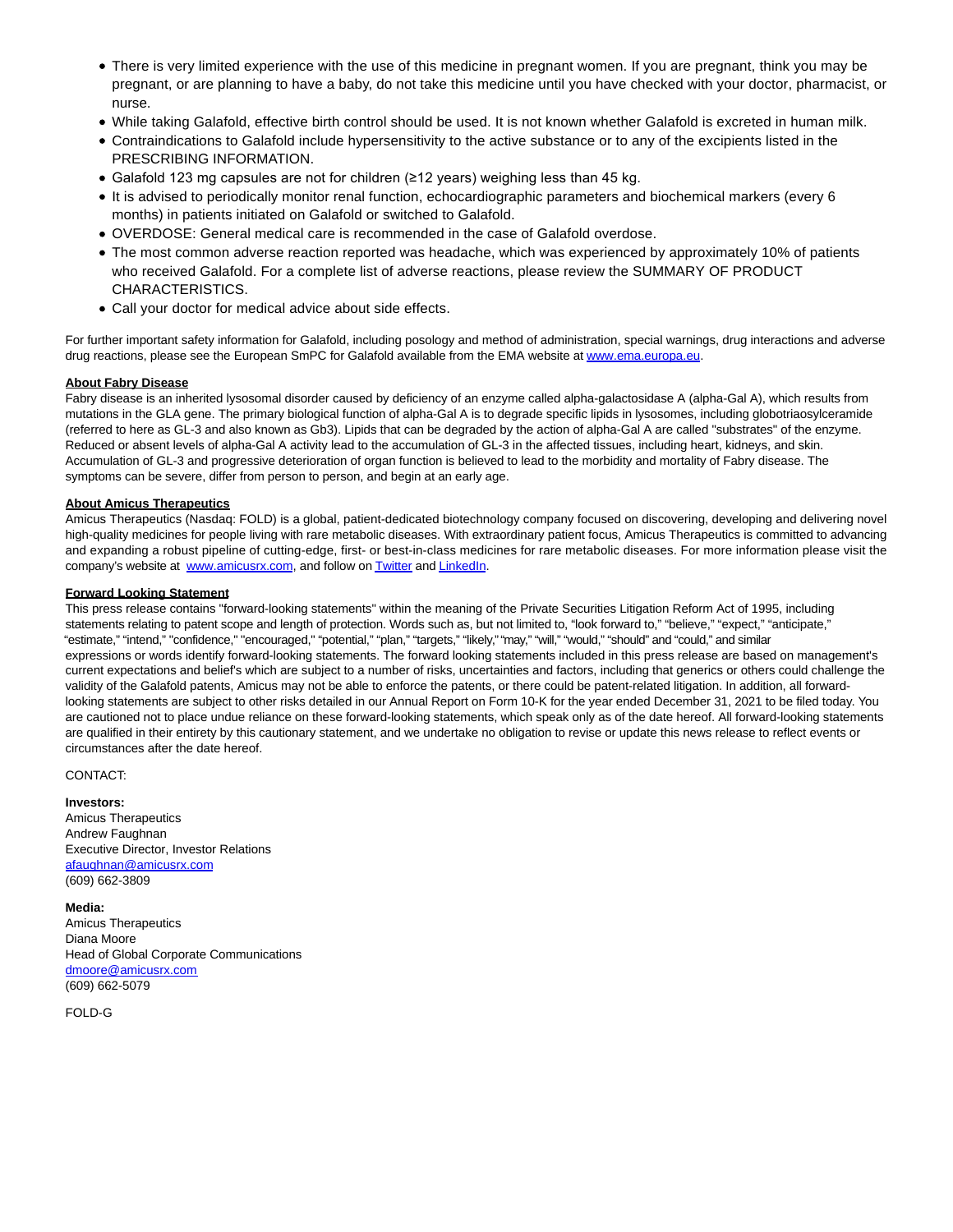- There is very limited experience with the use of this medicine in pregnant women. If you are pregnant, think you may be pregnant, or are planning to have a baby, do not take this medicine until you have checked with your doctor, pharmacist, or nurse.
- While taking Galafold, effective birth control should be used. It is not known whether Galafold is excreted in human milk.
- Contraindications to Galafold include hypersensitivity to the active substance or to any of the excipients listed in the PRESCRIBING INFORMATION.
- Galafold 123 mg capsules are not for children (≥12 years) weighing less than 45 kg.
- It is advised to periodically monitor renal function, echocardiographic parameters and biochemical markers (every 6 months) in patients initiated on Galafold or switched to Galafold.
- OVERDOSE: General medical care is recommended in the case of Galafold overdose.
- The most common adverse reaction reported was headache, which was experienced by approximately 10% of patients who received Galafold. For a complete list of adverse reactions, please review the SUMMARY OF PRODUCT CHARACTERISTICS.
- Call your doctor for medical advice about side effects.

For further important safety information for Galafold, including posology and method of administration, special warnings, drug interactions and adverse drug reactions, please see the European SmPC for Galafold available from the EMA website at www.ema.europa.eu.

**About Fabry Disease**

Fabry disease is an inherited lysosomal disorder caused by deficiency of an enzyme called alpha-galactosidase A (alpha-Gal A), which results from mutations in the GLA gene. The primary biological function of alpha-Gal A is to degrade specific lipids in lysosomes, including globotriaosylceramide (referred to here as GL-3 and also known as Gb3). Lipids that can be degraded by the action of alpha-Gal A are called "substrates" of the enzyme. Reduced or absent levels of alpha-Gal A activity lead to the accumulation of GL-3 in the affected tissues, including heart, kidneys, and skin. Accumulation of GL-3 and progressive deterioration of organ function is believed to lead to the morbidity and mortality of Fabry disease. The symptoms can be severe, differ from person to person, and begin at an early age.

**About Amicus Therapeutics**

Amicus Therapeutics (Nasdaq: FOLD) is a global, patient-dedicated biotechnology company focused on discovering, developing and delivering novel high-quality medicines for people living with rare metabolic diseases. With extraordinary patient focus, Amicus Therapeutics is committed to advancing and expanding a robust pipeline of cutting-edge, first- or best-in-class medicines for rare metabolic diseases. For more information please visit the company's website at www.amicusrx.com, and follow on Twitter and LinkedIn.

**Forward Looking Statement**

This press release contains "forward-looking statements" within the meaning of the Private Securities Litigation Reform Act of 1995, including statements relating to patent scope and length of protection. Words such as, but not limited to, "look forward to," "believe," "expect," "anticipate," "estimate," "intend," "confidence," "encouraged," "potential," "plan," "targets," "likely," "may," "will," "would," "should" and "could," and similar expressions or words identify forward-looking statements. The forward looking statements included in this press release are based on management's current expectations and belief's which are subject to a number of risks, uncertainties and factors, including that generics or others could challenge the validity of the Galafold patents, Amicus may not be able to enforce the patents, or there could be patent-related litigation. In addition, all forward-looking statements are subject to other risks detailed in our Annual Report on Form 10-K for the year ended December 31, 2021 to be filed today. You are cautioned not to place undue reliance on these forward-looking statements, which speak only as of the date hereof. All forward-looking statements are qualified in their entirety by this cautionary statement, and we undertake no obligation to revise or update this news release to reflect events or circumstances after the date hereof.

CONTACT:

**Investors:**
Amicus Therapeutics
Andrew Faughnan
Executive Director, Investor Relations
afaughnan@amicusrx.com
(609) 662-3809

**Media:**
Amicus Therapeutics
Diana Moore
Head of Global Corporate Communications
dmoore@amicusrx.com
(609) 662-5079

FOLD-G